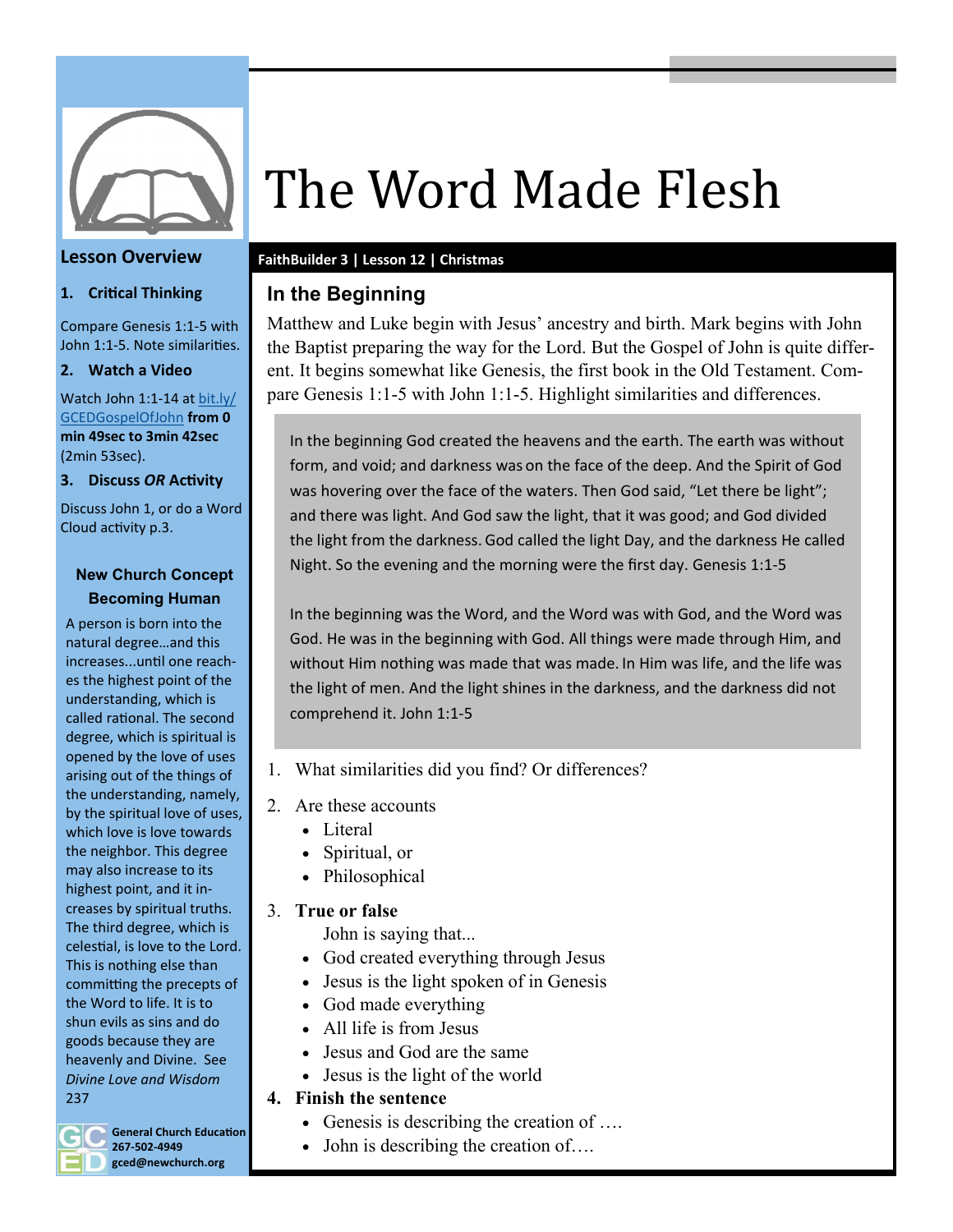# The Word Made Flesh

**FaithBuilder 3 | Lesson 12 | Christmas**

## In the Beginning

Matthew and Luke begin with Jesus' ancestry and birth. Mark begins with John the Baptist preparing the way for the Lord. But the Gospel of John is quite different. It begins somewhat like Genesis, the first book in the Old Testament. Compare Genesis 1:1-5 with John 1:1-5. Highlight similarities and differences.

> In the beginning God created the heavens and the earth. The earth was without form, and void; and darkness was on the face of the deep. And the Spirit of God was hovering over the face of the waters. Then God said, "Let there be light"; and there was light. And God saw the light, that it was good; and God divided the light from the darkness. God called the light Day, and the darkness He called Night. So the evening and the morning were the first day. Genesis 1:1-5
>
> In the beginning was the Word, and the Word was with God, and the Word was God. He was in the beginning with God. All things were made through Him, and without Him nothing was made that was made. In Him was life, and the life was the light of men. And the light shines in the darkness, and the darkness did not comprehend it. John 1:1-5

1. What similarities did you find? Or differences?
2. Are these accounts
   - Literal
   - Spiritual, or
   - Philosophical
3. **True or false**

   John is saying that...
   - God created everything through Jesus
   - Jesus is the light spoken of in Genesis
   - God made everything
   - All life is from Jesus
   - Jesus and God are the same
   - Jesus is the light of the world
4. **Finish the sentence**
   - Genesis is describing the creation of ….
   - John is describing the creation of….

### Lesson Overview

1. **Critical Thinking**

Compare Genesis 1:1-5 with John 1:1-5. Note similarities.

2. **Watch a Video**

Watch John 1:1-14 at bit.ly/GCEDGospelOfJohn **from 0 min 49sec to 3min 42sec** (2min 53sec).

3. **Discuss *OR* Activity**

Discuss John 1, or do a Word Cloud activity p.3.

### New Church Concept
### Becoming Human

A person is born into the natural degree…and this increases...until one reaches the highest point of the understanding, which is called rational. The second degree, which is spiritual is opened by the love of uses arising out of the things of the understanding, namely, by the spiritual love of uses, which love is love towards the neighbor. This degree may also increase to its highest point, and it increases by spiritual truths. The third degree, which is celestial, is love to the Lord. This is nothing else than committing the precepts of the Word to life. It is to shun evils as sins and do goods because they are heavenly and Divine. See *Divine Love and Wisdom* 237

General Church Education
267-502-4949
gced@newchurch.org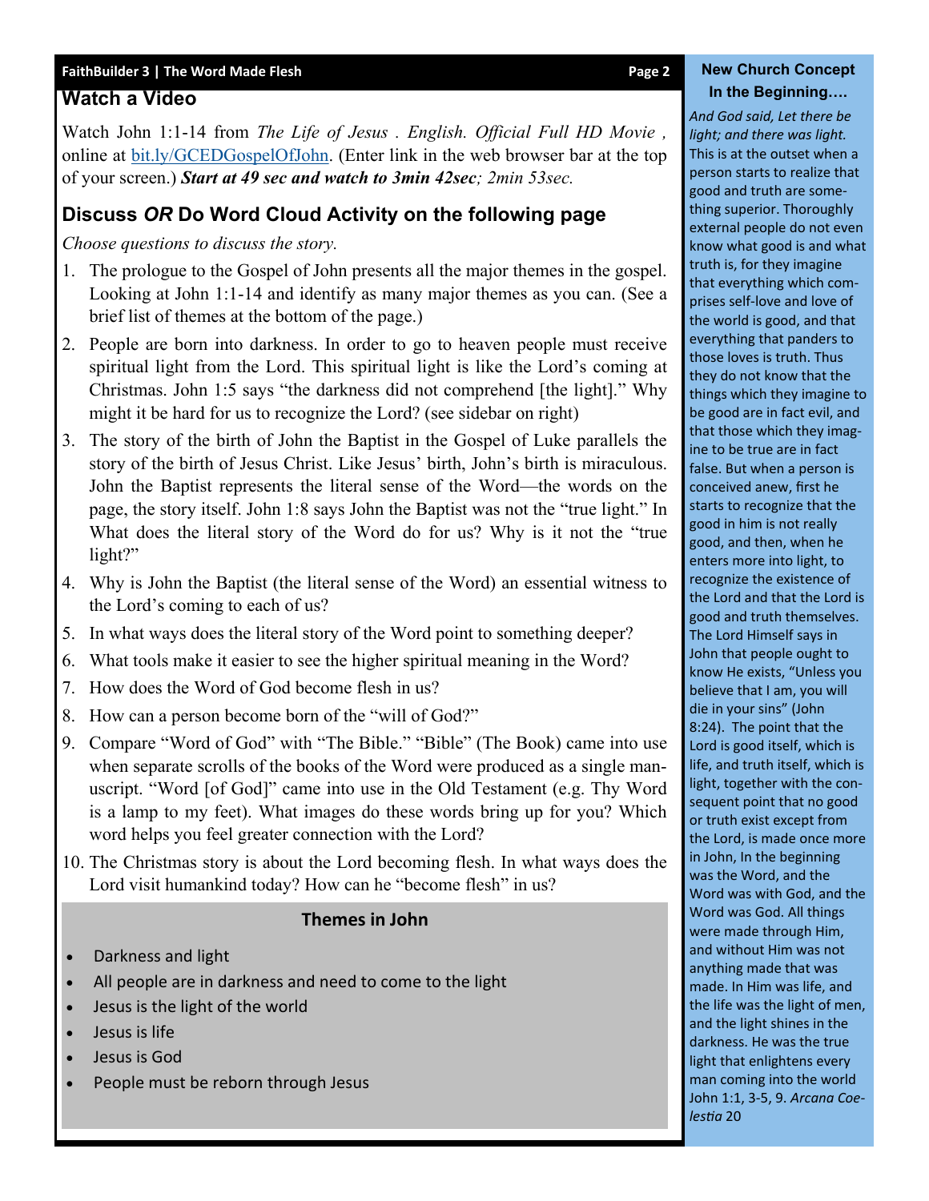## Watch a Video

Watch John 1:1-14 from *The Life of Jesus . English. Official Full HD Movie ,* online at bit.ly/GCEDGospelOfJohn. (Enter link in the web browser bar at the top of your screen.) ***Start at 49 sec and watch to 3min 42sec****; 2min 53sec.*

## Discuss *OR* Do Word Cloud Activity on the following page

*Choose questions to discuss the story.*

1. The prologue to the Gospel of John presents all the major themes in the gospel. Looking at John 1:1-14 and identify as many major themes as you can. (See a brief list of themes at the bottom of the page.)
2. People are born into darkness. In order to go to heaven people must receive spiritual light from the Lord. This spiritual light is like the Lord's coming at Christmas. John 1:5 says "the darkness did not comprehend [the light]." Why might it be hard for us to recognize the Lord? (see sidebar on right)
3. The story of the birth of John the Baptist in the Gospel of Luke parallels the story of the birth of Jesus Christ. Like Jesus' birth, John's birth is miraculous. John the Baptist represents the literal sense of the Word—the words on the page, the story itself. John 1:8 says John the Baptist was not the "true light." In What does the literal story of the Word do for us? Why is it not the "true light?"
4. Why is John the Baptist (the literal sense of the Word) an essential witness to the Lord's coming to each of us?
5. In what ways does the literal story of the Word point to something deeper?
6. What tools make it easier to see the higher spiritual meaning in the Word?
7. How does the Word of God become flesh in us?
8. How can a person become born of the "will of God?"
9. Compare "Word of God" with "The Bible." "Bible" (The Book) came into use when separate scrolls of the books of the Word were produced as a single manuscript. "Word [of God]" came into use in the Old Testament (e.g. Thy Word is a lamp to my feet). What images do these words bring up for you? Which word helps you feel greater connection with the Lord?
10. The Christmas story is about the Lord becoming flesh. In what ways does the Lord visit humankind today? How can he "become flesh" in us?

### Themes in John

- Darkness and light
- All people are in darkness and need to come to the light
- Jesus is the light of the world
- Jesus is life
- Jesus is God
- People must be reborn through Jesus

### New Church Concept
### In the Beginning….

*And God said, Let there be light; and there was light.* This is at the outset when a person starts to realize that good and truth are something superior. Thoroughly external people do not even know what good is and what truth is, for they imagine that everything which comprises self-love and love of the world is good, and that everything that panders to those loves is truth. Thus they do not know that the things which they imagine to be good are in fact evil, and that those which they imagine to be true are in fact false. But when a person is conceived anew, first he starts to recognize that the good in him is not really good, and then, when he enters more into light, to recognize the existence of the Lord and that the Lord is good and truth themselves. The Lord Himself says in John that people ought to know He exists, "Unless you believe that I am, you will die in your sins" (John 8:24). The point that the Lord is good itself, which is life, and truth itself, which is light, together with the consequent point that no good or truth exist except from the Lord, is made once more in John, In the beginning was the Word, and the Word was with God, and the Word was God. All things were made through Him, and without Him was not anything made that was made. In Him was life, and the life was the light of men, and the light shines in the darkness. He was the true light that enlightens every man coming into the world John 1:1, 3-5, 9. *Arcana Coelestia* 20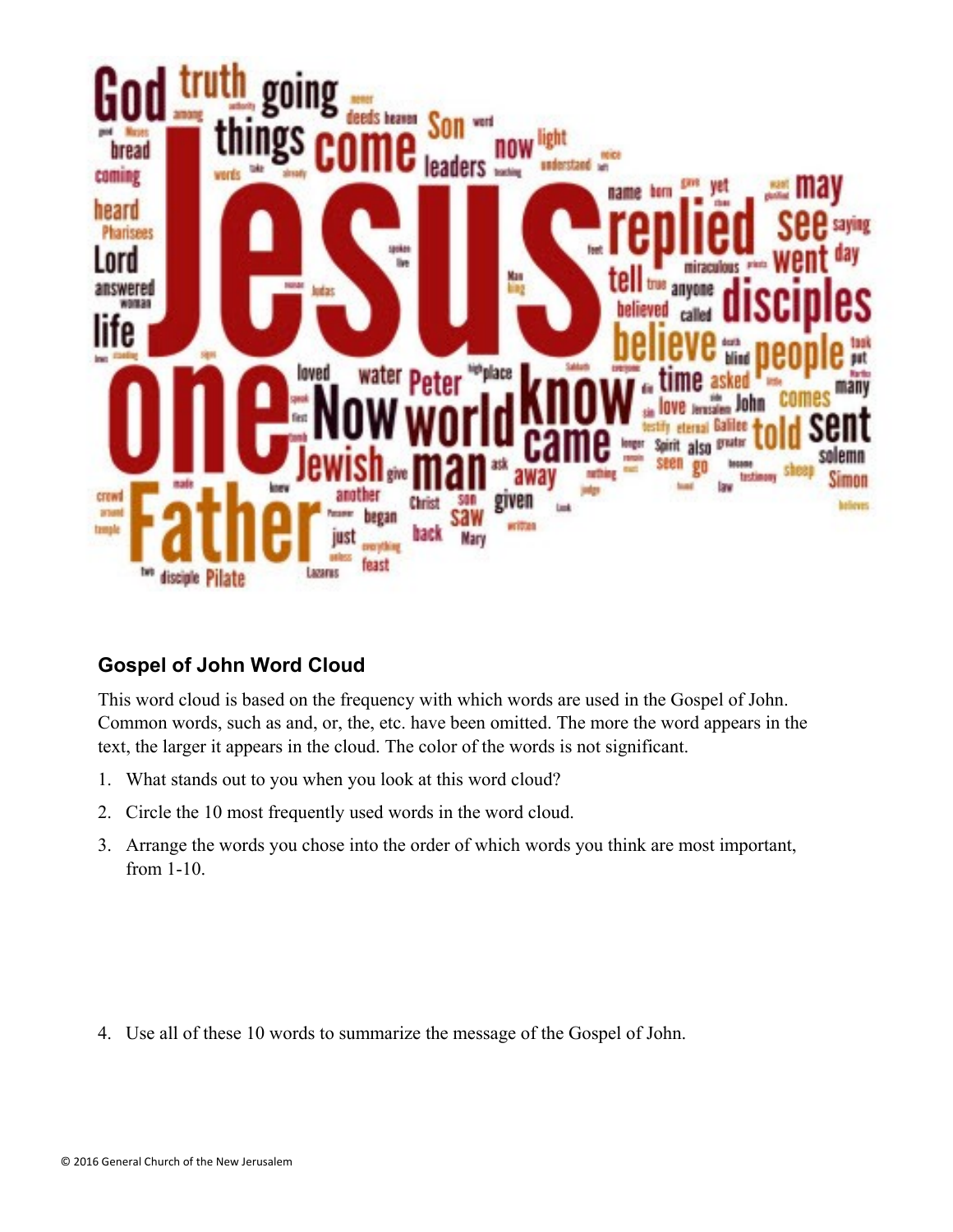## Gospel of John Word Cloud

This word cloud is based on the frequency with which words are used in the Gospel of John. Common words, such as and, or, the, etc. have been omitted. The more the word appears in the text, the larger it appears in the cloud. The color of the words is not significant.

1. What stands out to you when you look at this word cloud?
2. Circle the 10 most frequently used words in the word cloud.
3. Arrange the words you chose into the order of which words you think are most important, from 1-10.
4. Use all of these 10 words to summarize the message of the Gospel of John.

© 2016 General Church of the New Jerusalem